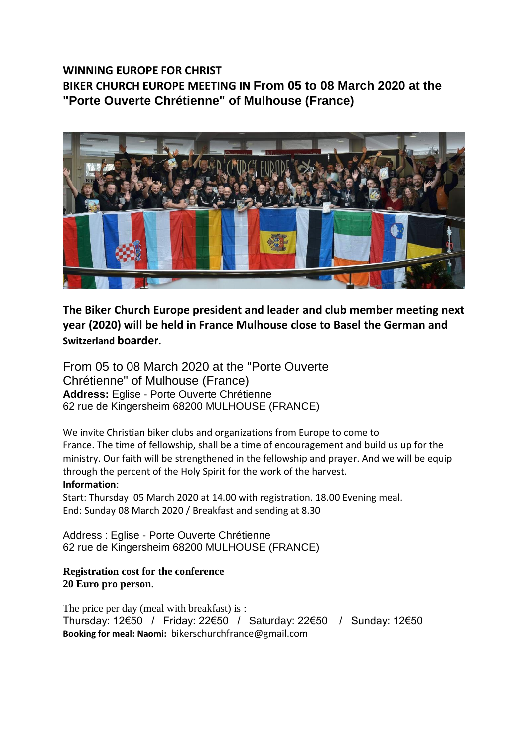**WINNING EUROPE FOR CHRIST**
**BIKER CHURCH EUROPE MEETING IN From 05 to 08 March 2020 at the "Porte Ouverte Chrétienne" of Mulhouse (France)**

**The Biker Church Europe president and leader and club member meeting next year (2020) will be held in France Mulhouse close to Basel the German and Switzerland boarder.**

From 05 to 08 March 2020 at the "Porte Ouverte Chrétienne" of Mulhouse (France)
**Address:** Eglise - Porte Ouverte Chrétienne
62 rue de Kingersheim 68200 MULHOUSE (FRANCE)

We invite Christian biker clubs and organizations from Europe to come to France. The time of fellowship, shall be a time of encouragement and build us up for the ministry. Our faith will be strengthened in the fellowship and prayer. And we will be equip through the percent of the Holy Spirit for the work of the harvest.

**Information**:
Start: Thursday 05 March 2020 at 14.00 with registration. 18.00 Evening meal.
End: Sunday 08 March 2020 / Breakfast and sending at 8.30

Address : Eglise - Porte Ouverte Chrétienne
62 rue de Kingersheim 68200 MULHOUSE (FRANCE)

**Registration cost for the conference**
**20 Euro pro person**.

The price per day (meal with breakfast) is :
Thursday: 12€50 / Friday: 22€50 / Saturday: 22€50 / Sunday: 12€50
**Booking for meal: Naomi:** bikerschurchfrance@gmail.com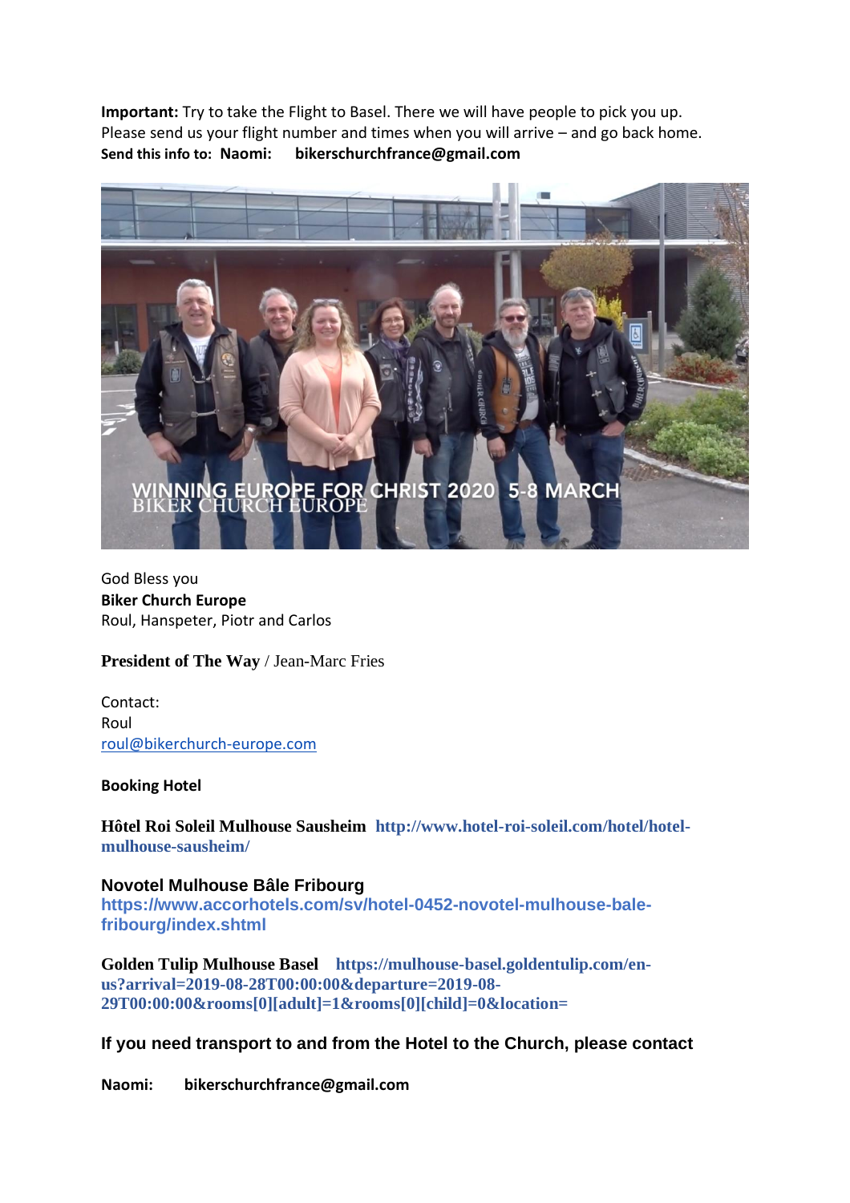**Important:** Try to take the Flight to Basel. There we will have people to pick you up. Please send us your flight number and times when you will arrive – and go back home.
**Send this info to: Naomi: bikerschurchfrance@gmail.com**

WINNING EUROPE FOR CHRIST 2020 5-8 MARCH
BIKER CHURCH EUROPE

God Bless you
**Biker Church Europe**
Roul, Hanspeter, Piotr and Carlos

**President of The Way** / Jean-Marc Fries

Contact:
Roul
roul@bikerchurch-europe.com

**Booking Hotel**

**Hôtel Roi Soleil Mulhouse Sausheim** **http://www.hotel-roi-soleil.com/hotel/hotel-mulhouse-sausheim/**

**Novotel Mulhouse Bâle Fribourg**
**https://www.accorhotels.com/sv/hotel-0452-novotel-mulhouse-bale-fribourg/index.shtml**

**Golden Tulip Mulhouse Basel** **https://mulhouse-basel.goldentulip.com/en-us?arrival=2019-08-28T00:00:00&departure=2019-08-29T00:00:00&rooms[0][adult]=1&rooms[0][child]=0&location=**

**If you need transport to and from the Hotel to the Church, please contact**

**Naomi: bikerschurchfrance@gmail.com**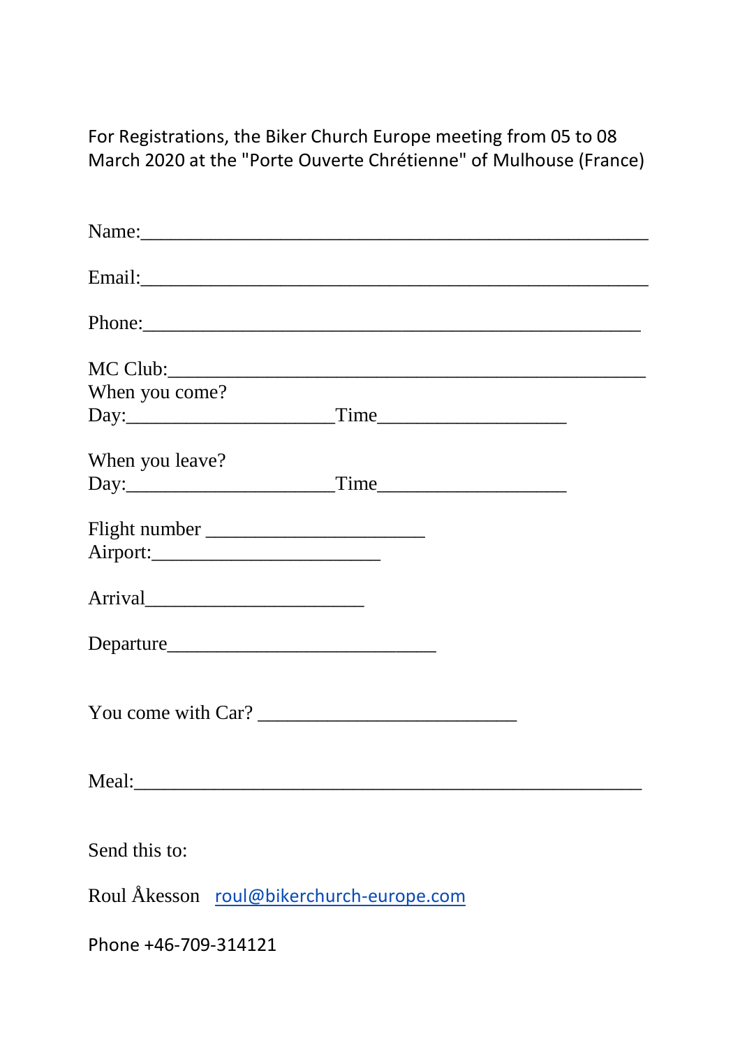For Registrations, the Biker Church Europe meeting from 05 to 08 March 2020 at the "Porte Ouverte Chrétienne" of Mulhouse (France)

Name:_______________________________________________

Email:_______________________________________________

Phone:______________________________________________

MC Club:_____________________________________________
When you come?
Day:____________________Time__________________

When you leave?
Day:____________________Time__________________

Flight number ____________________
Airport:______________________

Arrival_____________________

Departure__________________________

You come with Car? ________________________

Meal:_______________________________________________

Send this to:

Roul Åkesson roul@bikerchurch-europe.com

Phone +46-709-314121